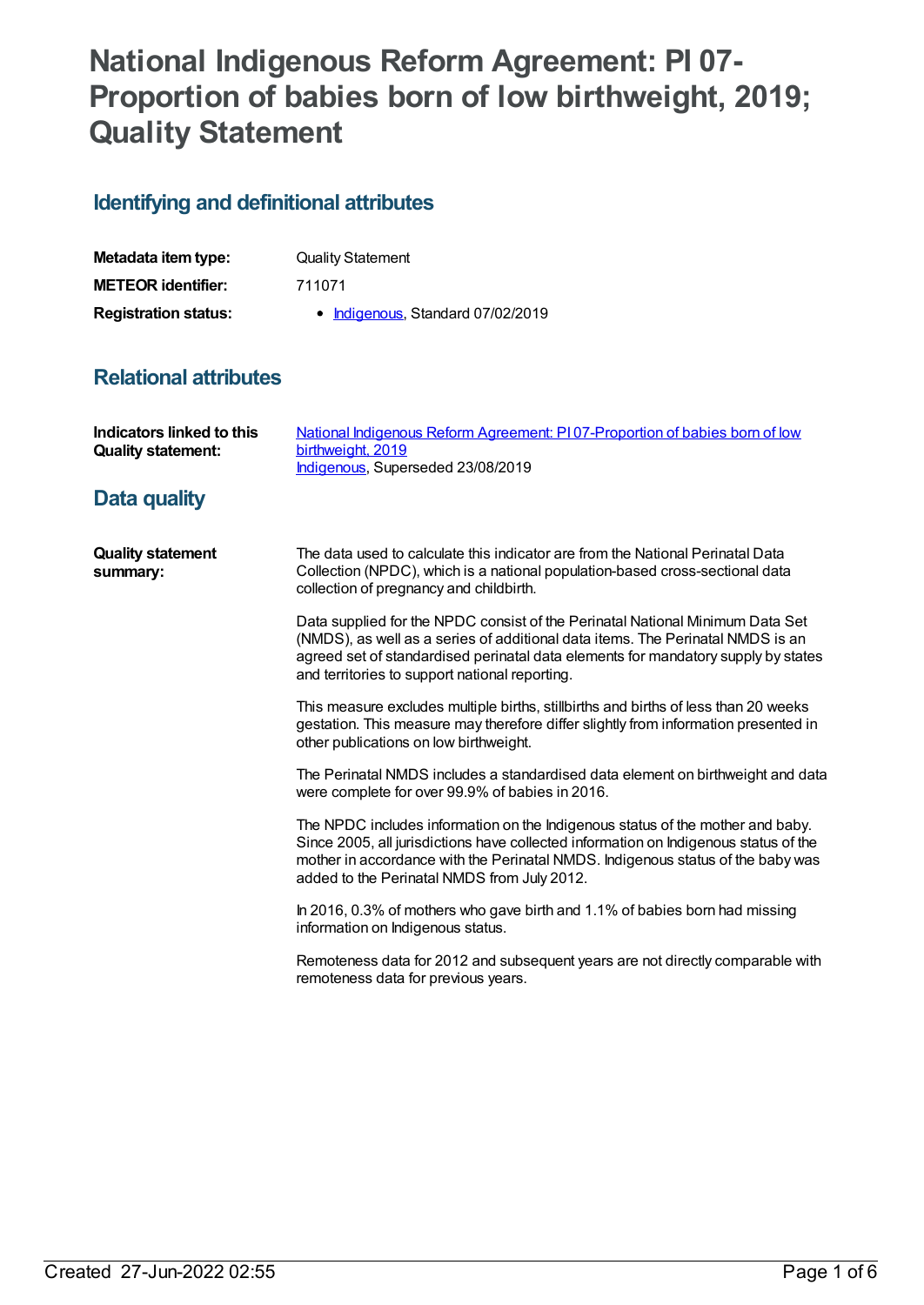# National Indigenous Reform Agreement: PI 07-Proportion of babies born of low birthweight, 2019; Quality Statement

## Identifying and definitional attributes

| | |
|---|---|
| **Metadata item type:** | Quality Statement |
| **METEOR identifier:** | 711071 |
| **Registration status:** | • Indigenous, Standard 07/02/2019 |

## Relational attributes

| | |
|---|---|
| **Indicators linked to this Quality statement:** | National Indigenous Reform Agreement: PI 07-Proportion of babies born of low birthweight, 2019<br>Indigenous, Superseded 23/08/2019 |

## Data quality

**Quality statement summary:**

The data used to calculate this indicator are from the National Perinatal Data Collection (NPDC), which is a national population-based cross-sectional data collection of pregnancy and childbirth.

Data supplied for the NPDC consist of the Perinatal National Minimum Data Set (NMDS), as well as a series of additional data items. The Perinatal NMDS is an agreed set of standardised perinatal data elements for mandatory supply by states and territories to support national reporting.

This measure excludes multiple births, stillbirths and births of less than 20 weeks gestation. This measure may therefore differ slightly from information presented in other publications on low birthweight.

The Perinatal NMDS includes a standardised data element on birthweight and data were complete for over 99.9% of babies in 2016.

The NPDC includes information on the Indigenous status of the mother and baby. Since 2005, all jurisdictions have collected information on Indigenous status of the mother in accordance with the Perinatal NMDS. Indigenous status of the baby was added to the Perinatal NMDS from July 2012.

In 2016, 0.3% of mothers who gave birth and 1.1% of babies born had missing information on Indigenous status.

Remoteness data for 2012 and subsequent years are not directly comparable with remoteness data for previous years.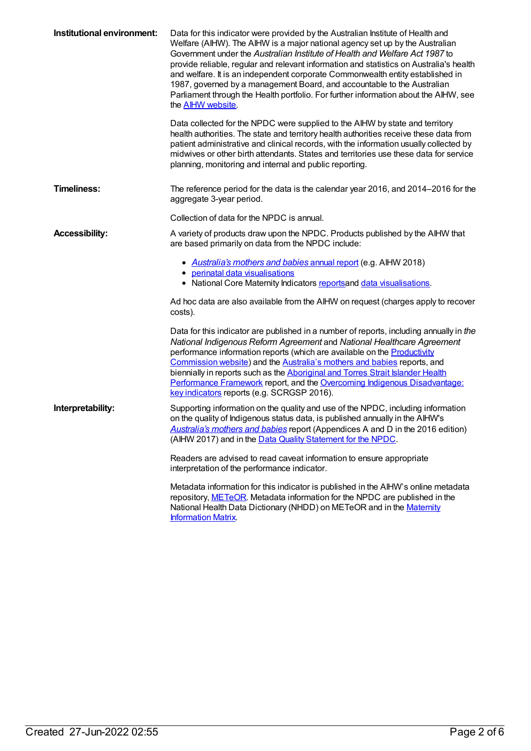**Institutional environment:**

Data for this indicator were provided by the Australian Institute of Health and Welfare (AIHW). The AIHW is a major national agency set up by the Australian Government under the *Australian Institute of Health and Welfare Act 1987* to provide reliable, regular and relevant information and statistics on Australia's health and welfare. It is an independent corporate Commonwealth entity established in 1987, governed by a management Board, and accountable to the Australian Parliament through the Health portfolio. For further information about the AIHW, see the [AIHW website](#).

Data collected for the NPDC were supplied to the AIHW by state and territory health authorities. The state and territory health authorities receive these data from patient administrative and clinical records, with the information usually collected by midwives or other birth attendants. States and territories use these data for service planning, monitoring and internal and public reporting.

**Timeliness:**

The reference period for the data is the calendar year 2016, and 2014–2016 for the aggregate 3-year period.

Collection of data for the NPDC is annual.

**Accessibility:**

A variety of products draw upon the NPDC. Products published by the AIHW that are based primarily on data from the NPDC include:

- [*Australia's mothers and babies* annual report](#) (e.g. AIHW 2018)
- [perinatal data visualisations](#)
- National Core Maternity Indicators [reports](#)and [data visualisations](#).

Ad hoc data are also available from the AIHW on request (charges apply to recover costs).

Data for this indicator are published in a number of reports, including annually in *the National Indigenous Reform Agreement* and *National Healthcare Agreement* performance information reports (which are available on the [Productivity Commission website](#)) and the [Australia's mothers and babies](#) reports, and biennially in reports such as the [Aboriginal and Torres Strait Islander Health Performance Framework](#) report, and the [Overcoming Indigenous Disadvantage: key indicators](#) reports (e.g. SCRGSP 2016).

**Interpretability:**

Supporting information on the quality and use of the NPDC, including information on the quality of Indigenous status data, is published annually in the AIHW's [*Australia's mothers and babies*](#) report (Appendices A and D in the 2016 edition) (AIHW 2017) and in the [Data Quality Statement for the NPDC](#).

Readers are advised to read caveat information to ensure appropriate interpretation of the performance indicator.

Metadata information for this indicator is published in the AIHW's online metadata repository, [METeOR](#). Metadata information for the NPDC are published in the National Health Data Dictionary (NHDD) on METeOR and in the [Maternity Information Matrix](#).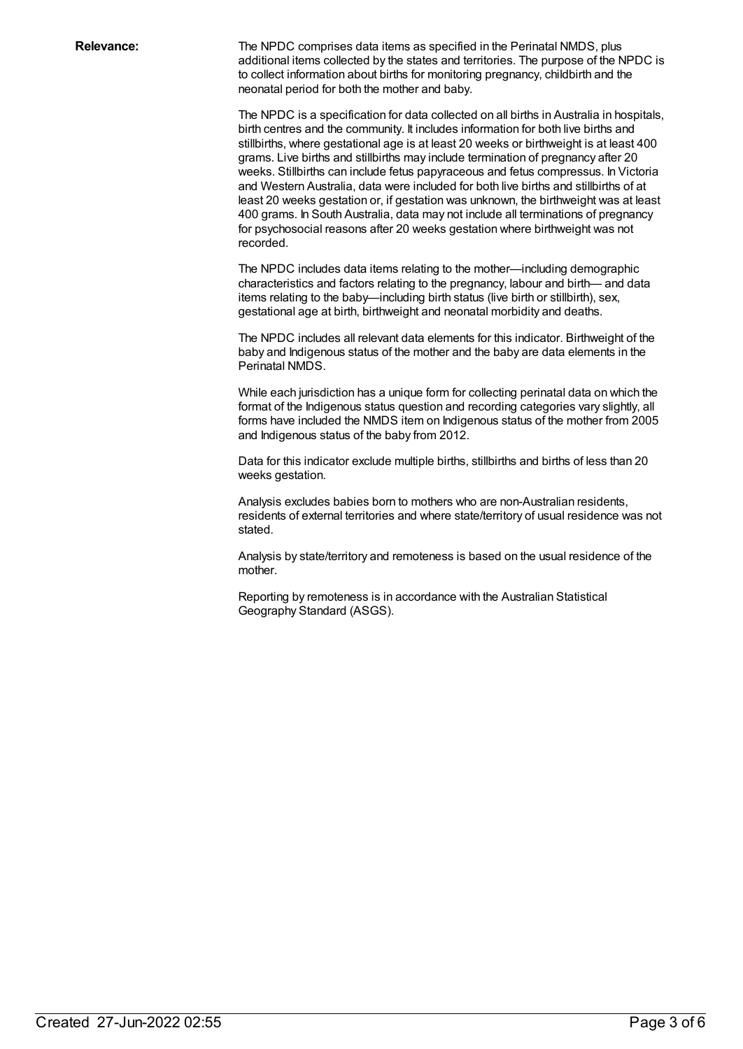**Relevance:**

The NPDC comprises data items as specified in the Perinatal NMDS, plus additional items collected by the states and territories. The purpose of the NPDC is to collect information about births for monitoring pregnancy, childbirth and the neonatal period for both the mother and baby.

The NPDC is a specification for data collected on all births in Australia in hospitals, birth centres and the community. It includes information for both live births and stillbirths, where gestational age is at least 20 weeks or birthweight is at least 400 grams. Live births and stillbirths may include termination of pregnancy after 20 weeks. Stillbirths can include fetus papyraceous and fetus compressus. In Victoria and Western Australia, data were included for both live births and stillbirths of at least 20 weeks gestation or, if gestation was unknown, the birthweight was at least 400 grams. In South Australia, data may not include all terminations of pregnancy for psychosocial reasons after 20 weeks gestation where birthweight was not recorded.

The NPDC includes data items relating to the mother—including demographic characteristics and factors relating to the pregnancy, labour and birth— and data items relating to the baby—including birth status (live birth or stillbirth), sex, gestational age at birth, birthweight and neonatal morbidity and deaths.

The NPDC includes all relevant data elements for this indicator. Birthweight of the baby and Indigenous status of the mother and the baby are data elements in the Perinatal NMDS.

While each jurisdiction has a unique form for collecting perinatal data on which the format of the Indigenous status question and recording categories vary slightly, all forms have included the NMDS item on Indigenous status of the mother from 2005 and Indigenous status of the baby from 2012.

Data for this indicator exclude multiple births, stillbirths and births of less than 20 weeks gestation.

Analysis excludes babies born to mothers who are non-Australian residents, residents of external territories and where state/territory of usual residence was not stated.

Analysis by state/territory and remoteness is based on the usual residence of the mother.

Reporting by remoteness is in accordance with the Australian Statistical Geography Standard (ASGS).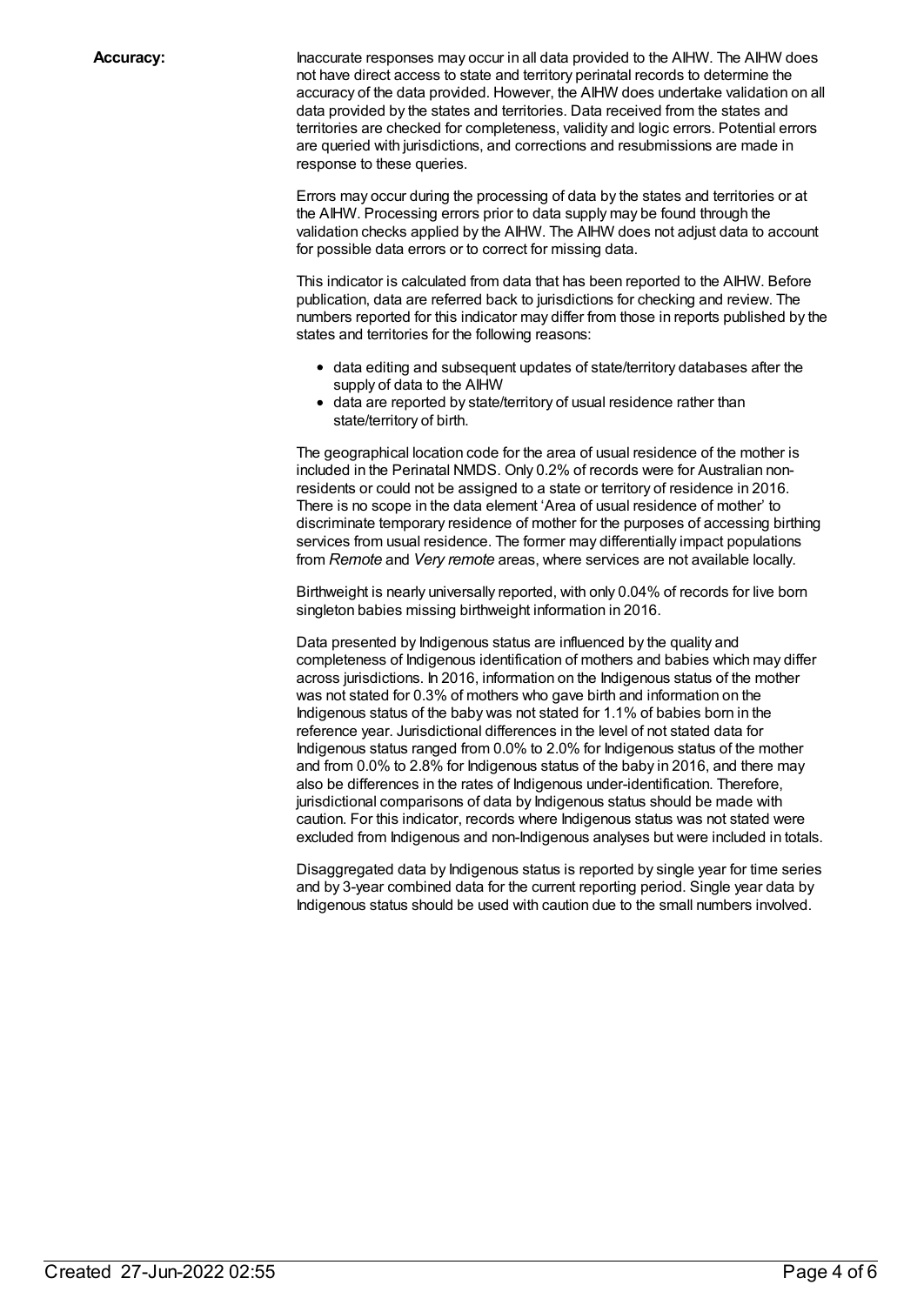**Accuracy:**

Inaccurate responses may occur in all data provided to the AIHW. The AIHW does not have direct access to state and territory perinatal records to determine the accuracy of the data provided. However, the AIHW does undertake validation on all data provided by the states and territories. Data received from the states and territories are checked for completeness, validity and logic errors. Potential errors are queried with jurisdictions, and corrections and resubmissions are made in response to these queries.

Errors may occur during the processing of data by the states and territories or at the AIHW. Processing errors prior to data supply may be found through the validation checks applied by the AIHW. The AIHW does not adjust data to account for possible data errors or to correct for missing data.

This indicator is calculated from data that has been reported to the AIHW. Before publication, data are referred back to jurisdictions for checking and review. The numbers reported for this indicator may differ from those in reports published by the states and territories for the following reasons:

- data editing and subsequent updates of state/territory databases after the supply of data to the AIHW
- data are reported by state/territory of usual residence rather than state/territory of birth.

The geographical location code for the area of usual residence of the mother is included in the Perinatal NMDS. Only 0.2% of records were for Australian non-residents or could not be assigned to a state or territory of residence in 2016. There is no scope in the data element 'Area of usual residence of mother' to discriminate temporary residence of mother for the purposes of accessing birthing services from usual residence. The former may differentially impact populations from *Remote* and *Very remote* areas, where services are not available locally.

Birthweight is nearly universally reported, with only 0.04% of records for live born singleton babies missing birthweight information in 2016.

Data presented by Indigenous status are influenced by the quality and completeness of Indigenous identification of mothers and babies which may differ across jurisdictions. In 2016, information on the Indigenous status of the mother was not stated for 0.3% of mothers who gave birth and information on the Indigenous status of the baby was not stated for 1.1% of babies born in the reference year. Jurisdictional differences in the level of not stated data for Indigenous status ranged from 0.0% to 2.0% for Indigenous status of the mother and from 0.0% to 2.8% for Indigenous status of the baby in 2016, and there may also be differences in the rates of Indigenous under-identification. Therefore, jurisdictional comparisons of data by Indigenous status should be made with caution. For this indicator, records where Indigenous status was not stated were excluded from Indigenous and non-Indigenous analyses but were included in totals.

Disaggregated data by Indigenous status is reported by single year for time series and by 3-year combined data for the current reporting period. Single year data by Indigenous status should be used with caution due to the small numbers involved.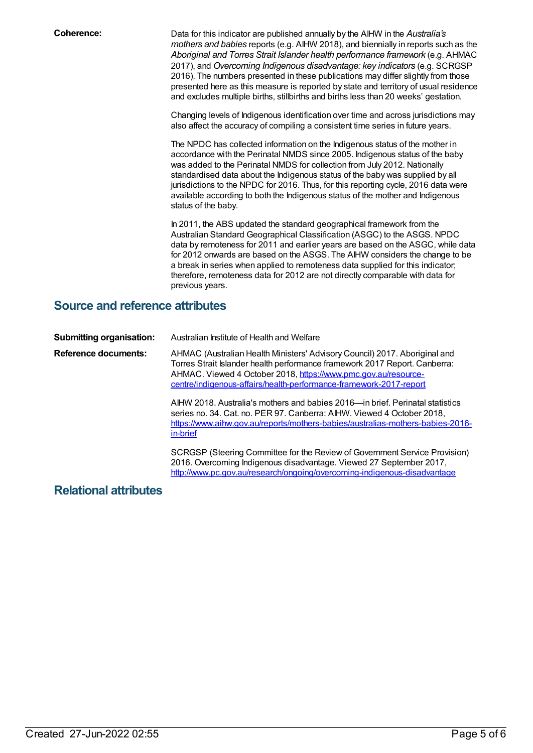**Coherence:** Data for this indicator are published annually by the AIHW in the *Australia's mothers and babies* reports (e.g. AIHW 2018), and biennially in reports such as the *Aboriginal and Torres Strait Islander health performance framework* (e.g. AHMAC 2017), and *Overcoming Indigenous disadvantage: key indicators* (e.g. SCRGSP 2016). The numbers presented in these publications may differ slightly from those presented here as this measure is reported by state and territory of usual residence and excludes multiple births, stillbirths and births less than 20 weeks' gestation.

Changing levels of Indigenous identification over time and across jurisdictions may also affect the accuracy of compiling a consistent time series in future years.

The NPDC has collected information on the Indigenous status of the mother in accordance with the Perinatal NMDS since 2005. Indigenous status of the baby was added to the Perinatal NMDS for collection from July 2012. Nationally standardised data about the Indigenous status of the baby was supplied by all jurisdictions to the NPDC for 2016. Thus, for this reporting cycle, 2016 data were available according to both the Indigenous status of the mother and Indigenous status of the baby.

In 2011, the ABS updated the standard geographical framework from the Australian Standard Geographical Classification (ASGC) to the ASGS. NPDC data by remoteness for 2011 and earlier years are based on the ASGC, while data for 2012 onwards are based on the ASGS. The AIHW considers the change to be a break in series when applied to remoteness data supplied for this indicator; therefore, remoteness data for 2012 are not directly comparable with data for previous years.

## Source and reference attributes

**Submitting organisation:** Australian Institute of Health and Welfare

**Reference documents:** AHMAC (Australian Health Ministers' Advisory Council) 2017. Aboriginal and Torres Strait Islander health performance framework 2017 Report. Canberra: AHMAC. Viewed 4 October 2018, [https://www.pmc.gov.au/resource-centre/indigenous-affairs/health-performance-framework-2017-report](https://www.pmc.gov.au/resource-centre/indigenous-affairs/health-performance-framework-2017-report)

AIHW 2018. Australia's mothers and babies 2016—in brief. Perinatal statistics series no. 34. Cat. no. PER 97. Canberra: AIHW. Viewed 4 October 2018, [https://www.aihw.gov.au/reports/mothers-babies/australias-mothers-babies-2016-in-brief](https://www.aihw.gov.au/reports/mothers-babies/australias-mothers-babies-2016-in-brief)

SCRGSP (Steering Committee for the Review of Government Service Provision) 2016. Overcoming Indigenous disadvantage. Viewed 27 September 2017, [http://www.pc.gov.au/research/ongoing/overcoming-indigenous-disadvantage](http://www.pc.gov.au/research/ongoing/overcoming-indigenous-disadvantage)

## Relational attributes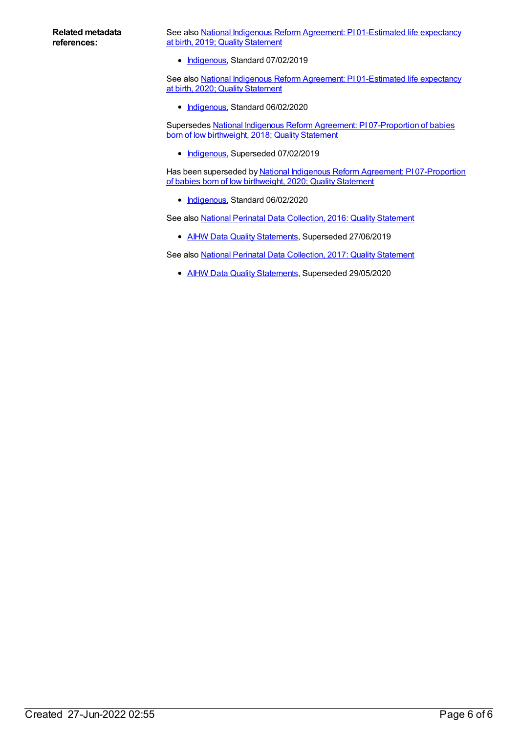**Related metadata references:**

See also National Indigenous Reform Agreement: PI 01-Estimated life expectancy at birth, 2019; Quality Statement

- Indigenous, Standard 07/02/2019

See also National Indigenous Reform Agreement: PI 01-Estimated life expectancy at birth, 2020; Quality Statement

- Indigenous, Standard 06/02/2020

Supersedes National Indigenous Reform Agreement: PI 07-Proportion of babies born of low birthweight, 2018; Quality Statement

- Indigenous, Superseded 07/02/2019

Has been superseded by National Indigenous Reform Agreement: PI 07-Proportion of babies born of low birthweight, 2020; Quality Statement

- Indigenous, Standard 06/02/2020

See also National Perinatal Data Collection, 2016: Quality Statement

- AIHW Data Quality Statements, Superseded 27/06/2019

See also National Perinatal Data Collection, 2017: Quality Statement

- AIHW Data Quality Statements, Superseded 29/05/2020